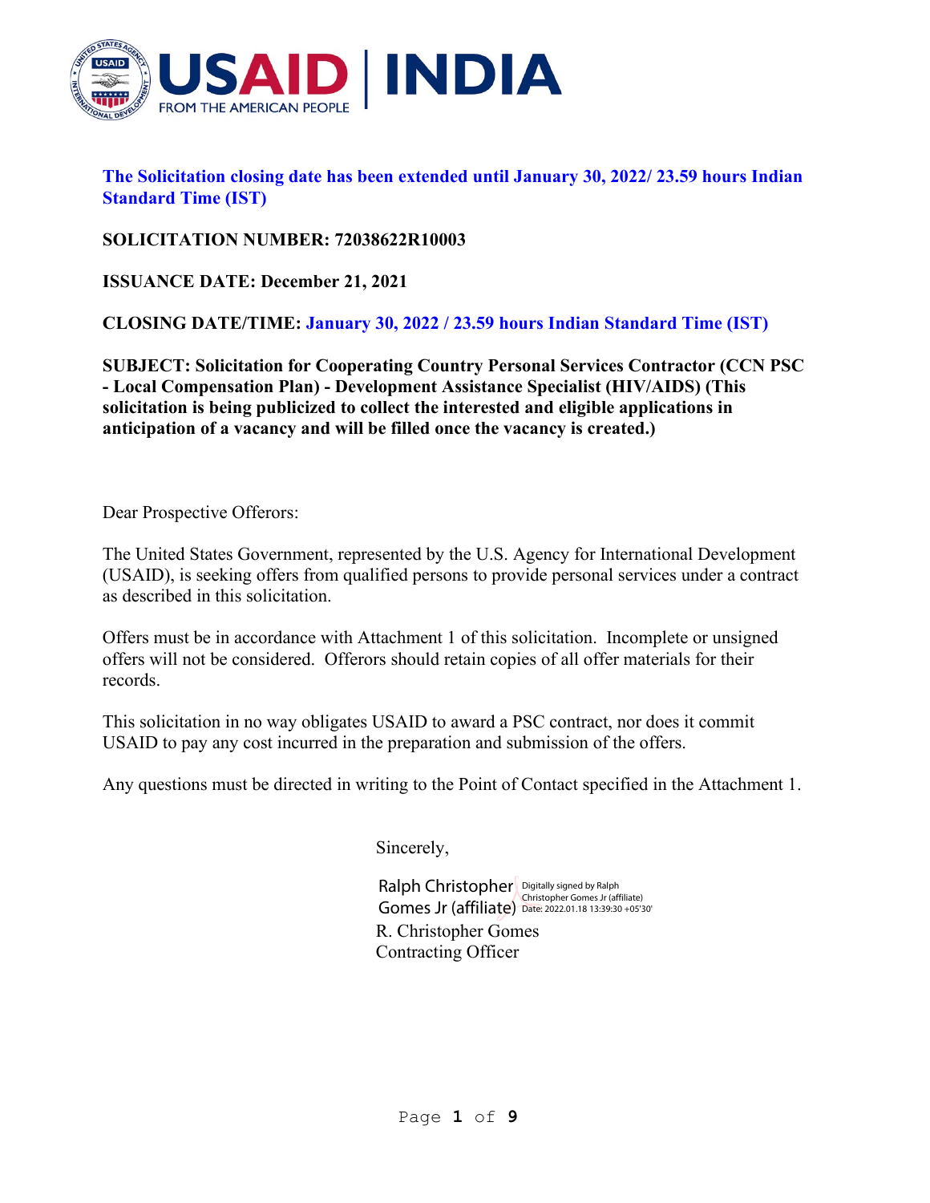**The Solicitation closing date has been extended until January 30, 2022/ 23.59 hours Indian Standard Time (IST)**

**SOLICITATION NUMBER: 72038622R10003**

**ISSUANCE DATE: December 21, 2021**

**CLOSING DATE/TIME: January 30, 2022 / 23.59 hours Indian Standard Time (IST)**

**SUBJECT: Solicitation for Cooperating Country Personal Services Contractor (CCN PSC - Local Compensation Plan) - Development Assistance Specialist (HIV/AIDS) (This solicitation is being publicized to collect the interested and eligible applications in anticipation of a vacancy and will be filled once the vacancy is created.)**

Dear Prospective Offerors:

The United States Government, represented by the U.S. Agency for International Development (USAID), is seeking offers from qualified persons to provide personal services under a contract as described in this solicitation.

Offers must be in accordance with Attachment 1 of this solicitation. Incomplete or unsigned offers will not be considered. Offerors should retain copies of all offer materials for their records.

This solicitation in no way obligates USAID to award a PSC contract, nor does it commit USAID to pay any cost incurred in the preparation and submission of the offers.

Any questions must be directed in writing to the Point of Contact specified in the Attachment 1.

Sincerely,

Ralph Christopher Gomes Jr (affiliate) Digitally signed by Ralph Christopher Gomes Jr (affiliate) Date: 2022.01.18 13:39:30 +05'30'

R. Christopher Gomes
Contracting Officer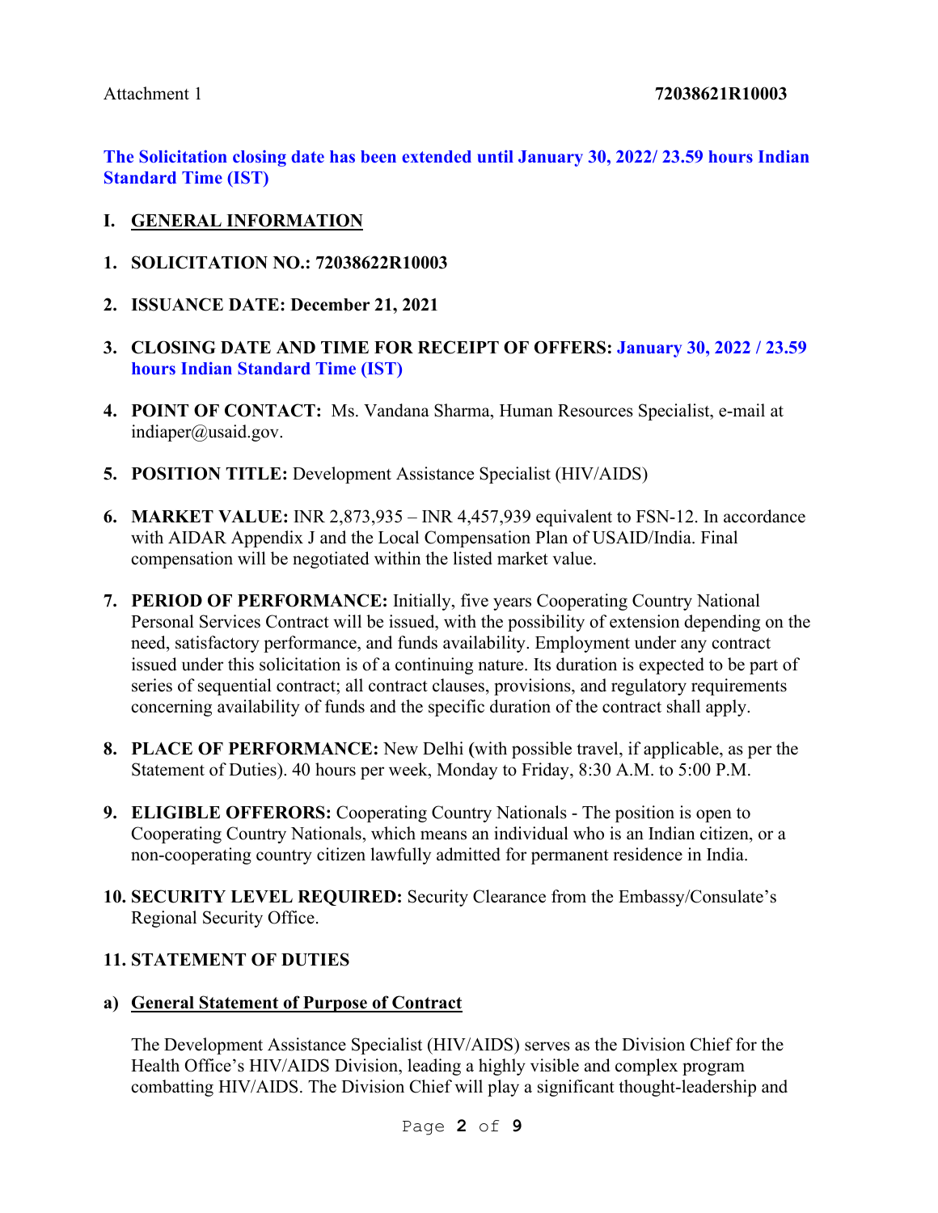Attachment 1 **72038621R10003**

**The Solicitation closing date has been extended until January 30, 2022/ 23.59 hours Indian Standard Time (IST)**

## I. GENERAL INFORMATION

1. **SOLICITATION NO.: 72038622R10003**

2. **ISSUANCE DATE: December 21, 2021**

3. **CLOSING DATE AND TIME FOR RECEIPT OF OFFERS: January 30, 2022 / 23.59 hours Indian Standard Time (IST)**

4. **POINT OF CONTACT:** Ms. Vandana Sharma, Human Resources Specialist, e-mail at indiaper@usaid.gov.

5. **POSITION TITLE:** Development Assistance Specialist (HIV/AIDS)

6. **MARKET VALUE:** INR 2,873,935 – INR 4,457,939 equivalent to FSN-12. In accordance with AIDAR Appendix J and the Local Compensation Plan of USAID/India. Final compensation will be negotiated within the listed market value.

7. **PERIOD OF PERFORMANCE:** Initially, five years Cooperating Country National Personal Services Contract will be issued, with the possibility of extension depending on the need, satisfactory performance, and funds availability. Employment under any contract issued under this solicitation is of a continuing nature. Its duration is expected to be part of series of sequential contract; all contract clauses, provisions, and regulatory requirements concerning availability of funds and the specific duration of the contract shall apply.

8. **PLACE OF PERFORMANCE:** New Delhi (with possible travel, if applicable, as per the Statement of Duties). 40 hours per week, Monday to Friday, 8:30 A.M. to 5:00 P.M.

9. **ELIGIBLE OFFERORS:** Cooperating Country Nationals - The position is open to Cooperating Country Nationals, which means an individual who is an Indian citizen, or a non-cooperating country citizen lawfully admitted for permanent residence in India.

10. **SECURITY LEVEL REQUIRED:** Security Clearance from the Embassy/Consulate's Regional Security Office.

11. **STATEMENT OF DUTIES**

**a) General Statement of Purpose of Contract**

The Development Assistance Specialist (HIV/AIDS) serves as the Division Chief for the Health Office's HIV/AIDS Division, leading a highly visible and complex program combatting HIV/AIDS. The Division Chief will play a significant thought-leadership and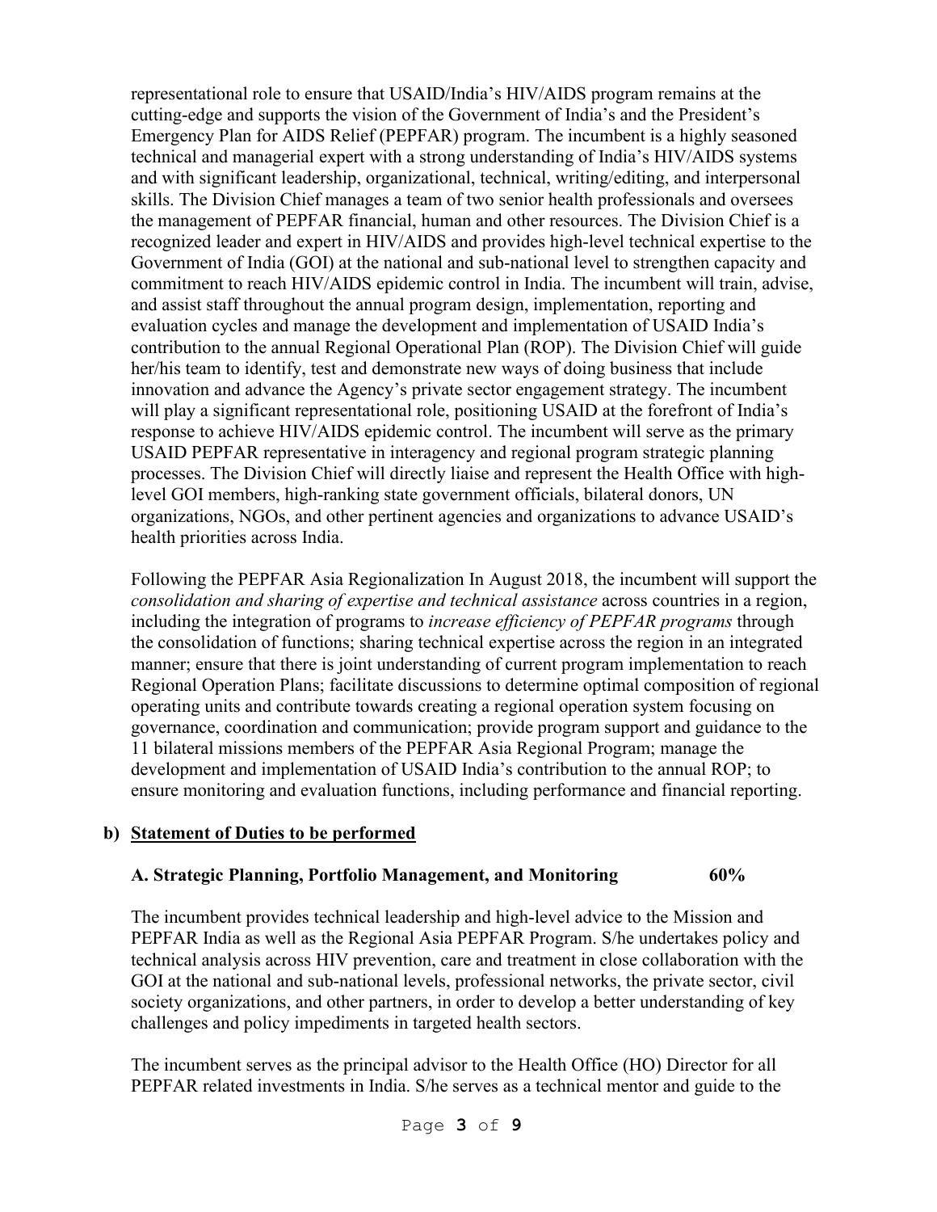representational role to ensure that USAID/India's HIV/AIDS program remains at the cutting-edge and supports the vision of the Government of India's and the President's Emergency Plan for AIDS Relief (PEPFAR) program. The incumbent is a highly seasoned technical and managerial expert with a strong understanding of India's HIV/AIDS systems and with significant leadership, organizational, technical, writing/editing, and interpersonal skills. The Division Chief manages a team of two senior health professionals and oversees the management of PEPFAR financial, human and other resources. The Division Chief is a recognized leader and expert in HIV/AIDS and provides high-level technical expertise to the Government of India (GOI) at the national and sub-national level to strengthen capacity and commitment to reach HIV/AIDS epidemic control in India. The incumbent will train, advise, and assist staff throughout the annual program design, implementation, reporting and evaluation cycles and manage the development and implementation of USAID India's contribution to the annual Regional Operational Plan (ROP). The Division Chief will guide her/his team to identify, test and demonstrate new ways of doing business that include innovation and advance the Agency's private sector engagement strategy. The incumbent will play a significant representational role, positioning USAID at the forefront of India's response to achieve HIV/AIDS epidemic control. The incumbent will serve as the primary USAID PEPFAR representative in interagency and regional program strategic planning processes. The Division Chief will directly liaise and represent the Health Office with high-level GOI members, high-ranking state government officials, bilateral donors, UN organizations, NGOs, and other pertinent agencies and organizations to advance USAID's health priorities across India.

Following the PEPFAR Asia Regionalization In August 2018, the incumbent will support the *consolidation and sharing of expertise and technical assistance* across countries in a region, including the integration of programs to *increase efficiency of PEPFAR programs* through the consolidation of functions; sharing technical expertise across the region in an integrated manner; ensure that there is joint understanding of current program implementation to reach Regional Operation Plans; facilitate discussions to determine optimal composition of regional operating units and contribute towards creating a regional operation system focusing on governance, coordination and communication; provide program support and guidance to the 11 bilateral missions members of the PEPFAR Asia Regional Program; manage the development and implementation of USAID India's contribution to the annual ROP; to ensure monitoring and evaluation functions, including performance and financial reporting.

**b) Statement of Duties to be performed**

**A. Strategic Planning, Portfolio Management, and Monitoring 60%**

The incumbent provides technical leadership and high-level advice to the Mission and PEPFAR India as well as the Regional Asia PEPFAR Program. S/he undertakes policy and technical analysis across HIV prevention, care and treatment in close collaboration with the GOI at the national and sub-national levels, professional networks, the private sector, civil society organizations, and other partners, in order to develop a better understanding of key challenges and policy impediments in targeted health sectors.

The incumbent serves as the principal advisor to the Health Office (HO) Director for all PEPFAR related investments in India. S/he serves as a technical mentor and guide to the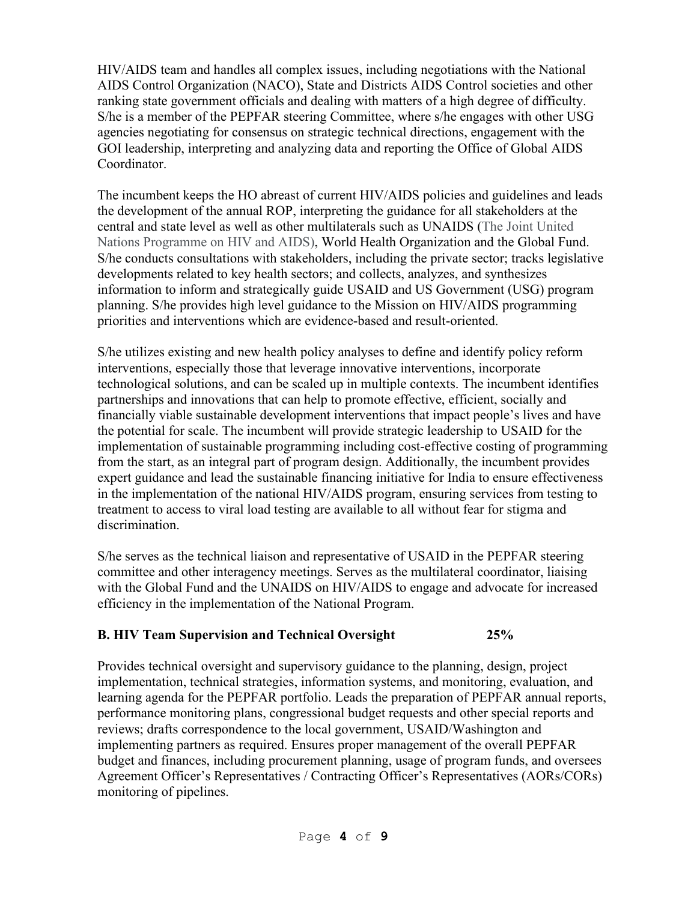HIV/AIDS team and handles all complex issues, including negotiations with the National AIDS Control Organization (NACO), State and Districts AIDS Control societies and other ranking state government officials and dealing with matters of a high degree of difficulty. S/he is a member of the PEPFAR steering Committee, where s/he engages with other USG agencies negotiating for consensus on strategic technical directions, engagement with the GOI leadership, interpreting and analyzing data and reporting the Office of Global AIDS Coordinator.

The incumbent keeps the HO abreast of current HIV/AIDS policies and guidelines and leads the development of the annual ROP, interpreting the guidance for all stakeholders at the central and state level as well as other multilaterals such as UNAIDS (The Joint United Nations Programme on HIV and AIDS), World Health Organization and the Global Fund. S/he conducts consultations with stakeholders, including the private sector; tracks legislative developments related to key health sectors; and collects, analyzes, and synthesizes information to inform and strategically guide USAID and US Government (USG) program planning. S/he provides high level guidance to the Mission on HIV/AIDS programming priorities and interventions which are evidence-based and result-oriented.

S/he utilizes existing and new health policy analyses to define and identify policy reform interventions, especially those that leverage innovative interventions, incorporate technological solutions, and can be scaled up in multiple contexts. The incumbent identifies partnerships and innovations that can help to promote effective, efficient, socially and financially viable sustainable development interventions that impact people's lives and have the potential for scale. The incumbent will provide strategic leadership to USAID for the implementation of sustainable programming including cost-effective costing of programming from the start, as an integral part of program design. Additionally, the incumbent provides expert guidance and lead the sustainable financing initiative for India to ensure effectiveness in the implementation of the national HIV/AIDS program, ensuring services from testing to treatment to access to viral load testing are available to all without fear for stigma and discrimination.

S/he serves as the technical liaison and representative of USAID in the PEPFAR steering committee and other interagency meetings. Serves as the multilateral coordinator, liaising with the Global Fund and the UNAIDS on HIV/AIDS to engage and advocate for increased efficiency in the implementation of the National Program.

**B. HIV Team Supervision and Technical Oversight 25%**

Provides technical oversight and supervisory guidance to the planning, design, project implementation, technical strategies, information systems, and monitoring, evaluation, and learning agenda for the PEPFAR portfolio. Leads the preparation of PEPFAR annual reports, performance monitoring plans, congressional budget requests and other special reports and reviews; drafts correspondence to the local government, USAID/Washington and implementing partners as required. Ensures proper management of the overall PEPFAR budget and finances, including procurement planning, usage of program funds, and oversees Agreement Officer's Representatives / Contracting Officer's Representatives (AORs/CORs) monitoring of pipelines.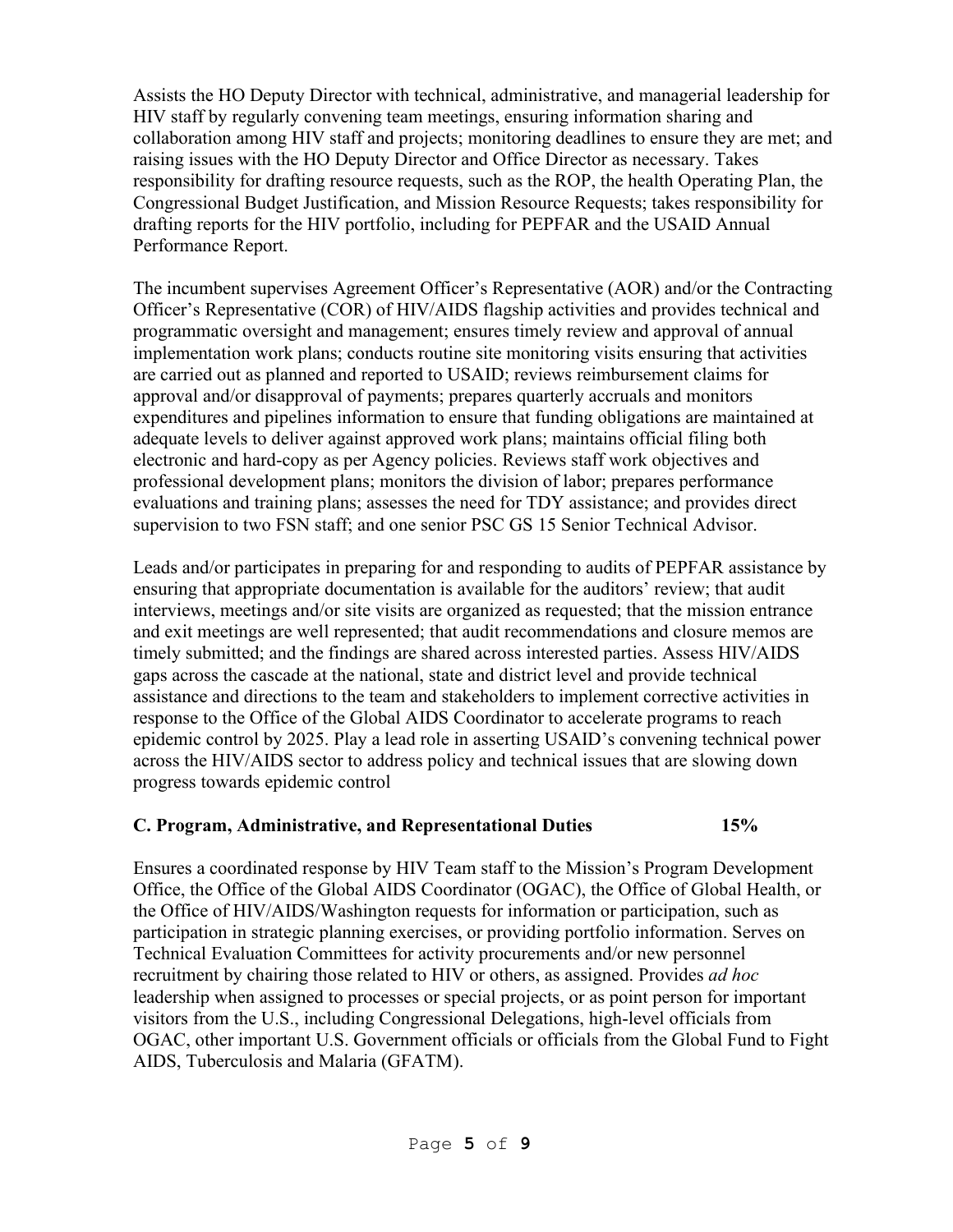Assists the HO Deputy Director with technical, administrative, and managerial leadership for HIV staff by regularly convening team meetings, ensuring information sharing and collaboration among HIV staff and projects; monitoring deadlines to ensure they are met; and raising issues with the HO Deputy Director and Office Director as necessary. Takes responsibility for drafting resource requests, such as the ROP, the health Operating Plan, the Congressional Budget Justification, and Mission Resource Requests; takes responsibility for drafting reports for the HIV portfolio, including for PEPFAR and the USAID Annual Performance Report.

The incumbent supervises Agreement Officer's Representative (AOR) and/or the Contracting Officer's Representative (COR) of HIV/AIDS flagship activities and provides technical and programmatic oversight and management; ensures timely review and approval of annual implementation work plans; conducts routine site monitoring visits ensuring that activities are carried out as planned and reported to USAID; reviews reimbursement claims for approval and/or disapproval of payments; prepares quarterly accruals and monitors expenditures and pipelines information to ensure that funding obligations are maintained at adequate levels to deliver against approved work plans; maintains official filing both electronic and hard-copy as per Agency policies. Reviews staff work objectives and professional development plans; monitors the division of labor; prepares performance evaluations and training plans; assesses the need for TDY assistance; and provides direct supervision to two FSN staff; and one senior PSC GS 15 Senior Technical Advisor.

Leads and/or participates in preparing for and responding to audits of PEPFAR assistance by ensuring that appropriate documentation is available for the auditors' review; that audit interviews, meetings and/or site visits are organized as requested; that the mission entrance and exit meetings are well represented; that audit recommendations and closure memos are timely submitted; and the findings are shared across interested parties. Assess HIV/AIDS gaps across the cascade at the national, state and district level and provide technical assistance and directions to the team and stakeholders to implement corrective activities in response to the Office of the Global AIDS Coordinator to accelerate programs to reach epidemic control by 2025. Play a lead role in asserting USAID's convening technical power across the HIV/AIDS sector to address policy and technical issues that are slowing down progress towards epidemic control

**C. Program, Administrative, and Representational Duties 15%**

Ensures a coordinated response by HIV Team staff to the Mission's Program Development Office, the Office of the Global AIDS Coordinator (OGAC), the Office of Global Health, or the Office of HIV/AIDS/Washington requests for information or participation, such as participation in strategic planning exercises, or providing portfolio information. Serves on Technical Evaluation Committees for activity procurements and/or new personnel recruitment by chairing those related to HIV or others, as assigned. Provides *ad hoc* leadership when assigned to processes or special projects, or as point person for important visitors from the U.S., including Congressional Delegations, high-level officials from OGAC, other important U.S. Government officials or officials from the Global Fund to Fight AIDS, Tuberculosis and Malaria (GFATM).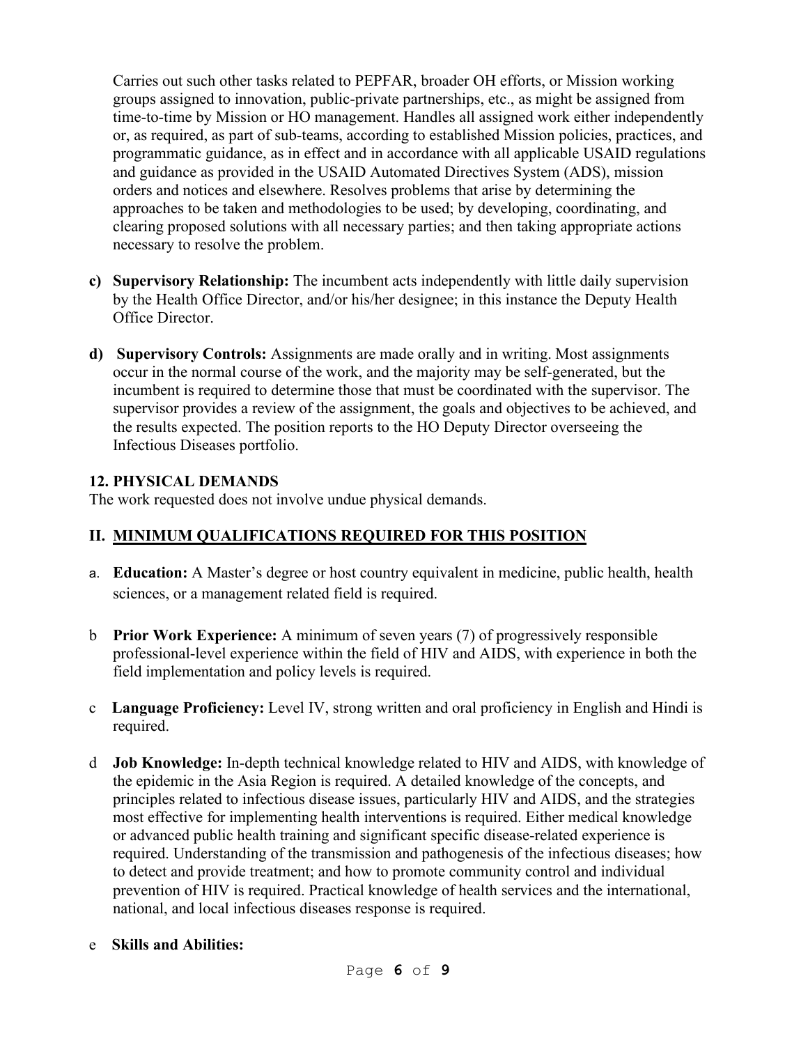Carries out such other tasks related to PEPFAR, broader OH efforts, or Mission working groups assigned to innovation, public-private partnerships, etc., as might be assigned from time-to-time by Mission or HO management. Handles all assigned work either independently or, as required, as part of sub-teams, according to established Mission policies, practices, and programmatic guidance, as in effect and in accordance with all applicable USAID regulations and guidance as provided in the USAID Automated Directives System (ADS), mission orders and notices and elsewhere. Resolves problems that arise by determining the approaches to be taken and methodologies to be used; by developing, coordinating, and clearing proposed solutions with all necessary parties; and then taking appropriate actions necessary to resolve the problem.

c) **Supervisory Relationship:** The incumbent acts independently with little daily supervision by the Health Office Director, and/or his/her designee; in this instance the Deputy Health Office Director.

d) **Supervisory Controls:** Assignments are made orally and in writing. Most assignments occur in the normal course of the work, and the majority may be self-generated, but the incumbent is required to determine those that must be coordinated with the supervisor. The supervisor provides a review of the assignment, the goals and objectives to be achieved, and the results expected. The position reports to the HO Deputy Director overseeing the Infectious Diseases portfolio.

## 12. PHYSICAL DEMANDS

The work requested does not involve undue physical demands.

## II. MINIMUM QUALIFICATIONS REQUIRED FOR THIS POSITION

a. **Education:** A Master's degree or host country equivalent in medicine, public health, health sciences, or a management related field is required.

b **Prior Work Experience:** A minimum of seven years (7) of progressively responsible professional-level experience within the field of HIV and AIDS, with experience in both the field implementation and policy levels is required.

c **Language Proficiency:** Level IV, strong written and oral proficiency in English and Hindi is required.

d **Job Knowledge:** In-depth technical knowledge related to HIV and AIDS, with knowledge of the epidemic in the Asia Region is required. A detailed knowledge of the concepts, and principles related to infectious disease issues, particularly HIV and AIDS, and the strategies most effective for implementing health interventions is required. Either medical knowledge or advanced public health training and significant specific disease-related experience is required. Understanding of the transmission and pathogenesis of the infectious diseases; how to detect and provide treatment; and how to promote community control and individual prevention of HIV is required. Practical knowledge of health services and the international, national, and local infectious diseases response is required.

e **Skills and Abilities:**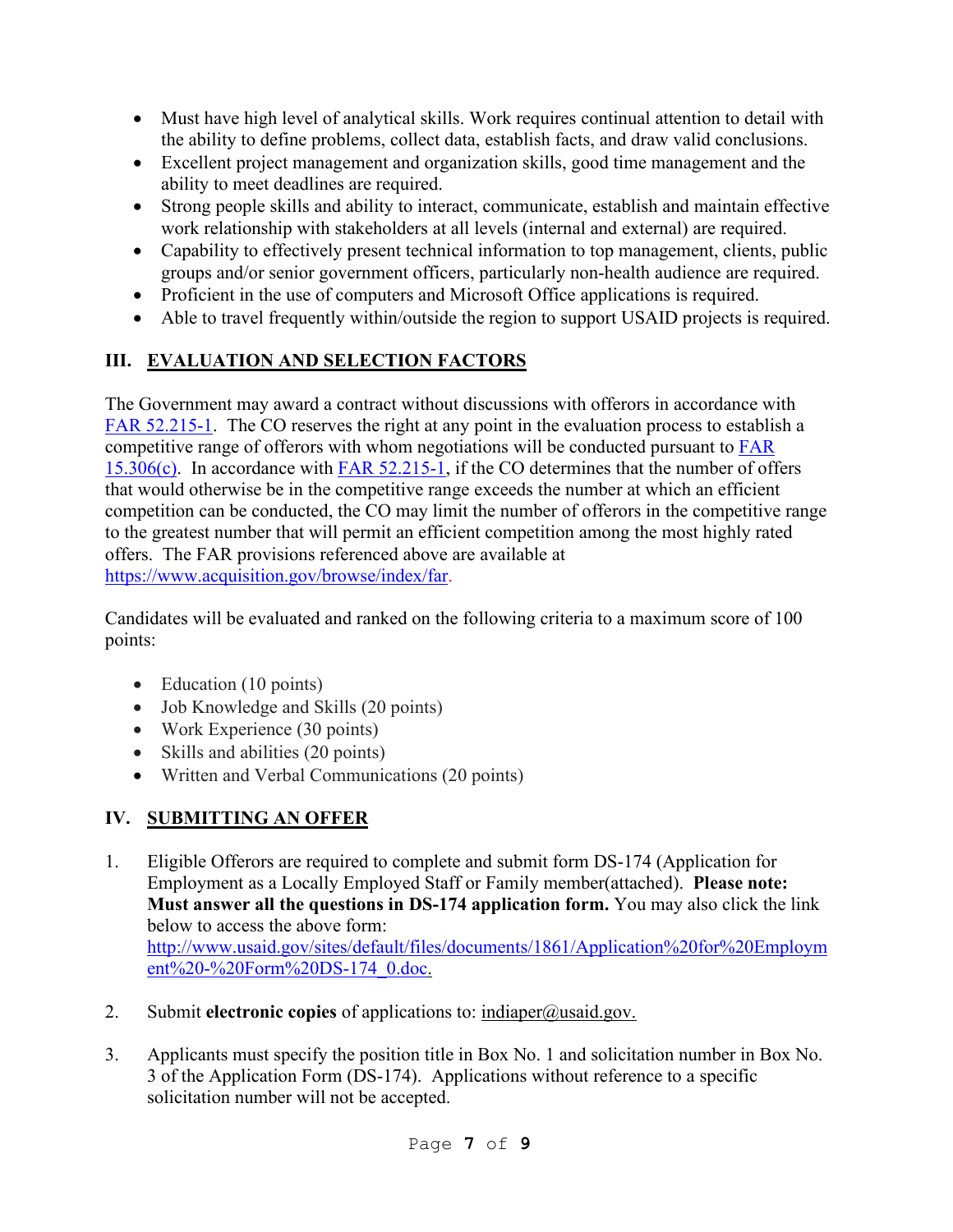- Must have high level of analytical skills. Work requires continual attention to detail with the ability to define problems, collect data, establish facts, and draw valid conclusions.
- Excellent project management and organization skills, good time management and the ability to meet deadlines are required.
- Strong people skills and ability to interact, communicate, establish and maintain effective work relationship with stakeholders at all levels (internal and external) are required.
- Capability to effectively present technical information to top management, clients, public groups and/or senior government officers, particularly non-health audience are required.
- Proficient in the use of computers and Microsoft Office applications is required.
- Able to travel frequently within/outside the region to support USAID projects is required.

## III. EVALUATION AND SELECTION FACTORS

The Government may award a contract without discussions with offerors in accordance with [FAR 52.215-1](). The CO reserves the right at any point in the evaluation process to establish a competitive range of offerors with whom negotiations will be conducted pursuant to [FAR 15.306(c)](). In accordance with [FAR 52.215-1](), if the CO determines that the number of offers that would otherwise be in the competitive range exceeds the number at which an efficient competition can be conducted, the CO may limit the number of offerors in the competitive range to the greatest number that will permit an efficient competition among the most highly rated offers. The FAR provisions referenced above are available at https://www.acquisition.gov/browse/index/far.

Candidates will be evaluated and ranked on the following criteria to a maximum score of 100 points:

- Education (10 points)
- Job Knowledge and Skills (20 points)
- Work Experience (30 points)
- Skills and abilities (20 points)
- Written and Verbal Communications (20 points)

## IV. SUBMITTING AN OFFER

1. Eligible Offerors are required to complete and submit form DS-174 (Application for Employment as a Locally Employed Staff or Family member(attached). **Please note: Must answer all the questions in DS-174 application form.** You may also click the link below to access the above form: http://www.usaid.gov/sites/default/files/documents/1861/Application%20for%20Employment%20-%20Form%20DS-174_0.doc.

2. Submit **electronic copies** of applications to: indiaper@usaid.gov.

3. Applicants must specify the position title in Box No. 1 and solicitation number in Box No. 3 of the Application Form (DS-174). Applications without reference to a specific solicitation number will not be accepted.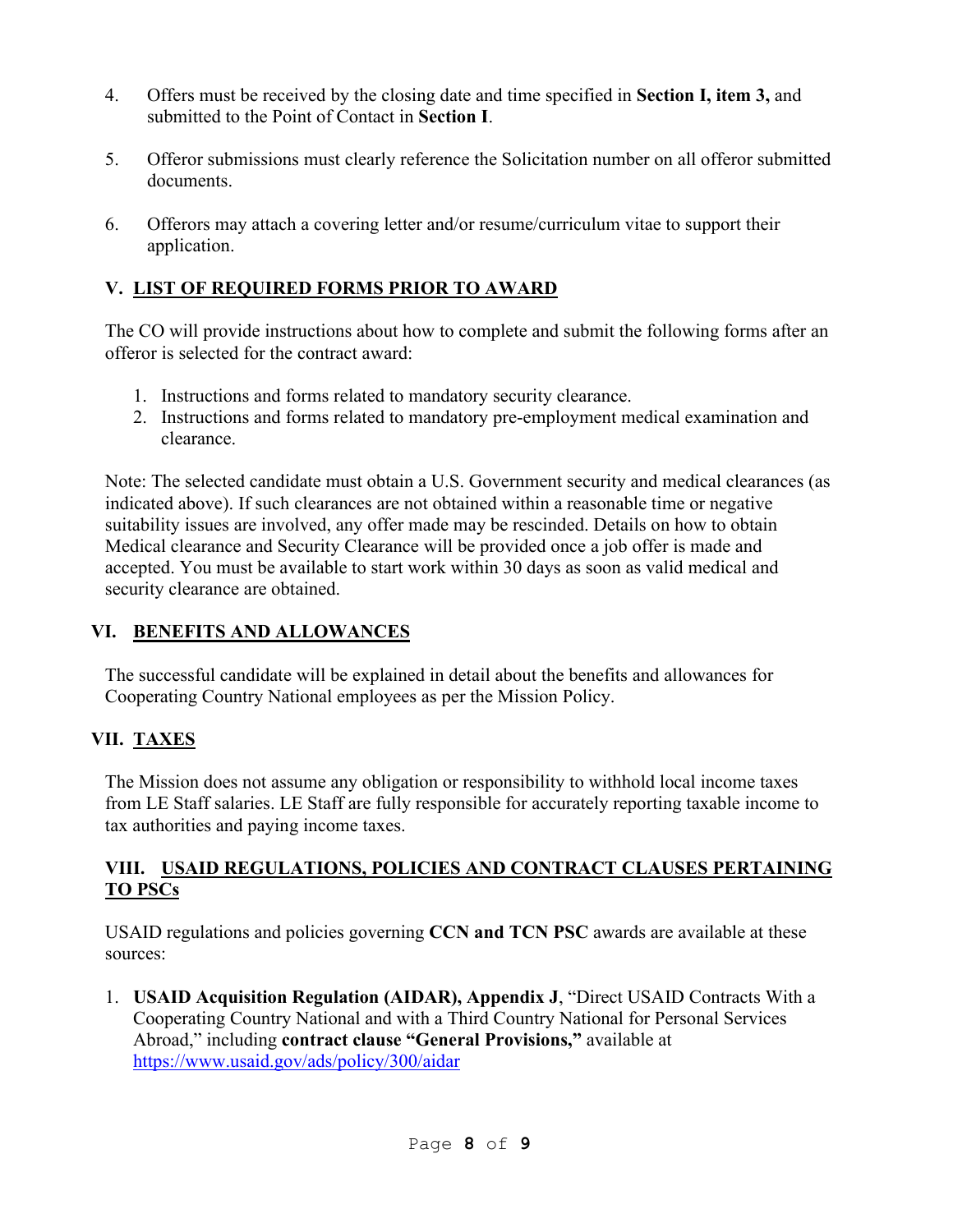4. Offers must be received by the closing date and time specified in **Section I, item 3,** and submitted to the Point of Contact in **Section I**.

5. Offeror submissions must clearly reference the Solicitation number on all offeror submitted documents.

6. Offerors may attach a covering letter and/or resume/curriculum vitae to support their application.

## V. LIST OF REQUIRED FORMS PRIOR TO AWARD

The CO will provide instructions about how to complete and submit the following forms after an offeror is selected for the contract award:

1. Instructions and forms related to mandatory security clearance.
2. Instructions and forms related to mandatory pre-employment medical examination and clearance.

Note: The selected candidate must obtain a U.S. Government security and medical clearances (as indicated above). If such clearances are not obtained within a reasonable time or negative suitability issues are involved, any offer made may be rescinded. Details on how to obtain Medical clearance and Security Clearance will be provided once a job offer is made and accepted. You must be available to start work within 30 days as soon as valid medical and security clearance are obtained.

## VI. BENEFITS AND ALLOWANCES

The successful candidate will be explained in detail about the benefits and allowances for Cooperating Country National employees as per the Mission Policy.

## VII. TAXES

The Mission does not assume any obligation or responsibility to withhold local income taxes from LE Staff salaries. LE Staff are fully responsible for accurately reporting taxable income to tax authorities and paying income taxes.

## VIII. USAID REGULATIONS, POLICIES AND CONTRACT CLAUSES PERTAINING TO PSCs

USAID regulations and policies governing **CCN and TCN PSC** awards are available at these sources:

1. **USAID Acquisition Regulation (AIDAR), Appendix J**, "Direct USAID Contracts With a Cooperating Country National and with a Third Country National for Personal Services Abroad," including **contract clause "General Provisions,"** available at https://www.usaid.gov/ads/policy/300/aidar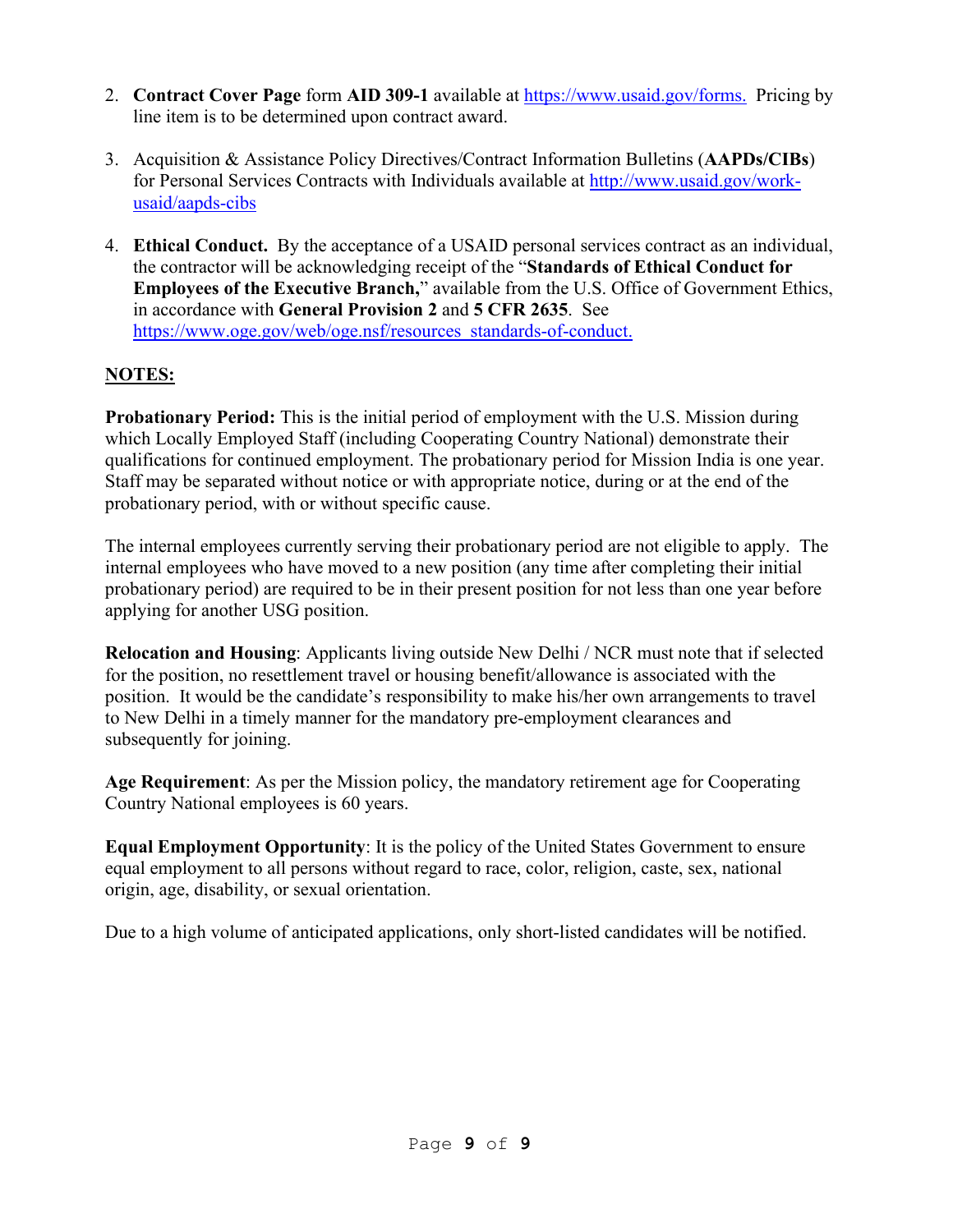2. **Contract Cover Page** form **AID 309-1** available at https://www.usaid.gov/forms. Pricing by line item is to be determined upon contract award.

3. Acquisition & Assistance Policy Directives/Contract Information Bulletins (**AAPDs/CIBs**) for Personal Services Contracts with Individuals available at http://www.usaid.gov/work-usaid/aapds-cibs

4. **Ethical Conduct.** By the acceptance of a USAID personal services contract as an individual, the contractor will be acknowledging receipt of the "**Standards of Ethical Conduct for Employees of the Executive Branch,**" available from the U.S. Office of Government Ethics, in accordance with **General Provision 2** and **5 CFR 2635**. See https://www.oge.gov/web/oge.nsf/resources_standards-of-conduct.

**NOTES:**

**Probationary Period:** This is the initial period of employment with the U.S. Mission during which Locally Employed Staff (including Cooperating Country National) demonstrate their qualifications for continued employment. The probationary period for Mission India is one year. Staff may be separated without notice or with appropriate notice, during or at the end of the probationary period, with or without specific cause.

The internal employees currently serving their probationary period are not eligible to apply. The internal employees who have moved to a new position (any time after completing their initial probationary period) are required to be in their present position for not less than one year before applying for another USG position.

**Relocation and Housing**: Applicants living outside New Delhi / NCR must note that if selected for the position, no resettlement travel or housing benefit/allowance is associated with the position. It would be the candidate's responsibility to make his/her own arrangements to travel to New Delhi in a timely manner for the mandatory pre-employment clearances and subsequently for joining.

**Age Requirement**: As per the Mission policy, the mandatory retirement age for Cooperating Country National employees is 60 years.

**Equal Employment Opportunity**: It is the policy of the United States Government to ensure equal employment to all persons without regard to race, color, religion, caste, sex, national origin, age, disability, or sexual orientation.

Due to a high volume of anticipated applications, only short-listed candidates will be notified.